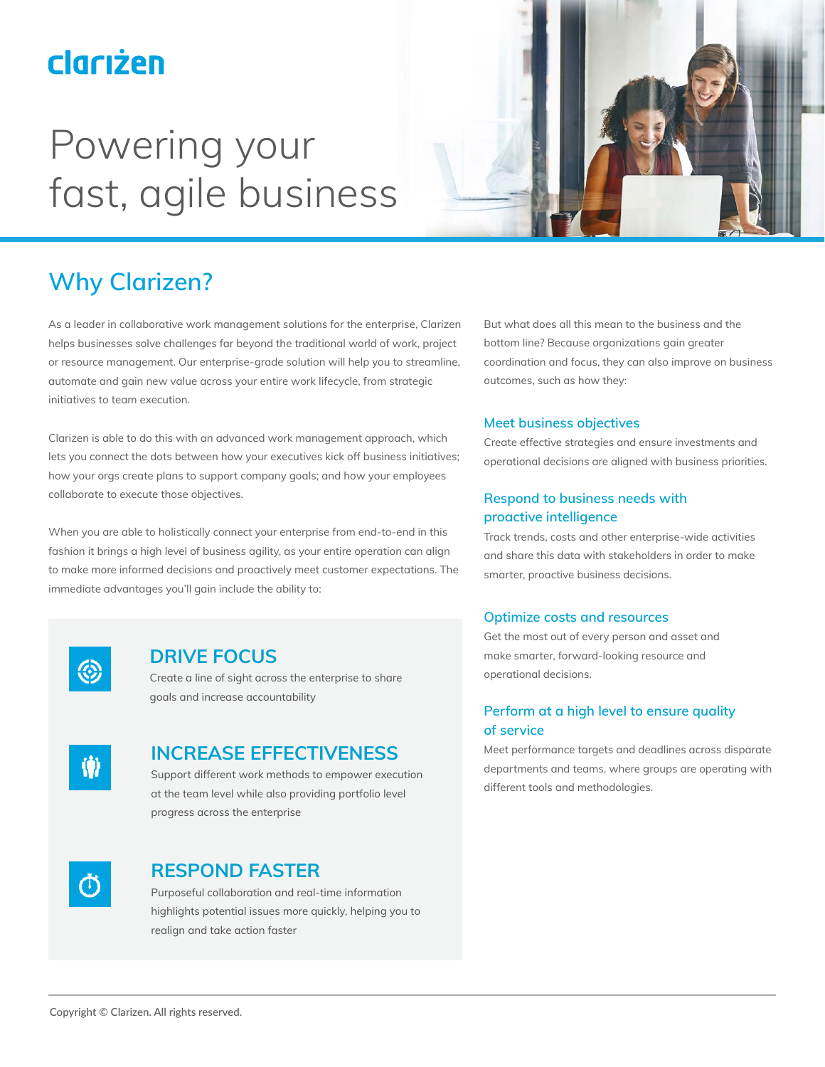clarizen

# Powering your fast, agile business

## Why Clarizen?

As a leader in collaborative work management solutions for the enterprise, Clarizen helps businesses solve challenges far beyond the traditional world of work, project or resource management. Our enterprise-grade solution will help you to streamline, automate and gain new value across your entire work lifecycle, from strategic initiatives to team execution.

Clarizen is able to do this with an advanced work management approach, which lets you connect the dots between how your executives kick off business initiatives; how your orgs create plans to support company goals; and how your employees collaborate to execute those objectives.

When you are able to holistically connect your enterprise from end-to-end in this fashion it brings a high level of business agility, as your entire operation can align to make more informed decisions and proactively meet customer expectations. The immediate advantages you'll gain include the ability to:

### DRIVE FOCUS

Create a line of sight across the enterprise to share goals and increase accountability

### INCREASE EFFECTIVENESS

Support different work methods to empower execution at the team level while also providing portfolio level progress across the enterprise

### RESPOND FASTER

Purposeful collaboration and real-time information highlights potential issues more quickly, helping you to realign and take action faster

But what does all this mean to the business and the bottom line? Because organizations gain greater coordination and focus, they can also improve on business outcomes, such as how they:

### Meet business objectives

Create effective strategies and ensure investments and operational decisions are aligned with business priorities.

### Respond to business needs with proactive intelligence

Track trends, costs and other enterprise-wide activities and share this data with stakeholders in order to make smarter, proactive business decisions.

### Optimize costs and resources

Get the most out of every person and asset and make smarter, forward-looking resource and operational decisions.

### Perform at a high level to ensure quality of service

Meet performance targets and deadlines across disparate departments and teams, where groups are operating with different tools and methodologies.

Copyright © Clarizen. All rights reserved.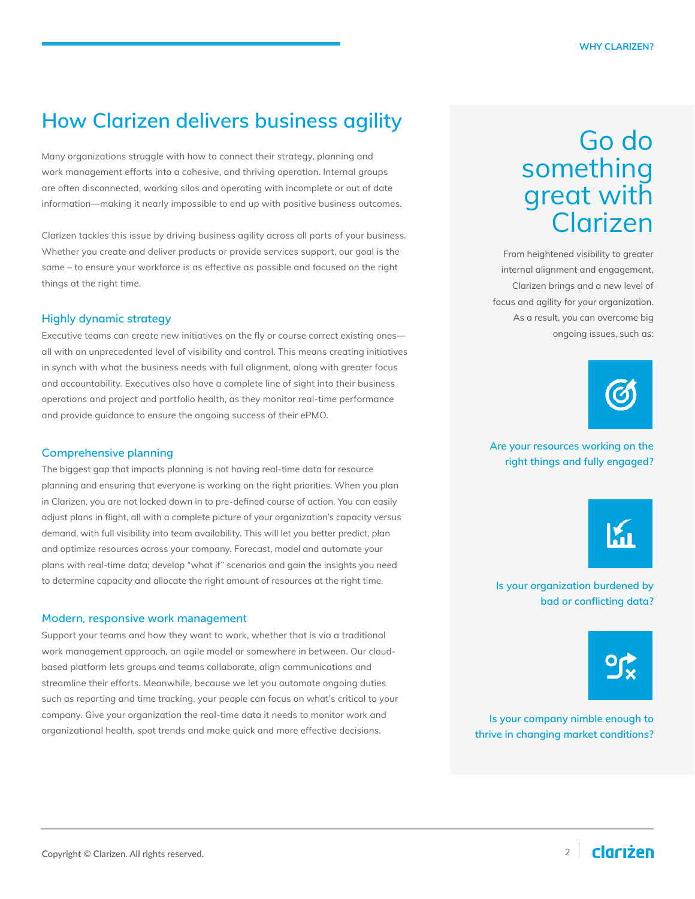# How Clarizen delivers business agility

Many organizations struggle with how to connect their strategy, planning and work management efforts into a cohesive, and thriving operation. Internal groups are often disconnected, working silos and operating with incomplete or out of date information—making it nearly impossible to end up with positive business outcomes.

Clarizen tackles this issue by driving business agility across all parts of your business. Whether you create and deliver products or provide services support, our goal is the same – to ensure your workforce is as effective as possible and focused on the right things at the right time.

## Highly dynamic strategy

Executive teams can create new initiatives on the fly or course correct existing ones—all with an unprecedented level of visibility and control. This means creating initiatives in synch with what the business needs with full alignment, along with greater focus and accountability. Executives also have a complete line of sight into their business operations and project and portfolio health, as they monitor real-time performance and provide guidance to ensure the ongoing success of their ePMO.

## Comprehensive planning

The biggest gap that impacts planning is not having real-time data for resource planning and ensuring that everyone is working on the right priorities. When you plan in Clarizen, you are not locked down in to pre-defined course of action. You can easily adjust plans in flight, all with a complete picture of your organization's capacity versus demand, with full visibility into team availability. This will let you better predict, plan and optimize resources across your company. Forecast, model and automate your plans with real-time data; develop "what if" scenarios and gain the insights you need to determine capacity and allocate the right amount of resources at the right time.

## Modern, responsive work management

Support your teams and how they want to work, whether that is via a traditional work management approach, an agile model or somewhere in between. Our cloud-based platform lets groups and teams collaborate, align communications and streamline their efforts. Meanwhile, because we let you automate ongoing duties such as reporting and time tracking, your people can focus on what's critical to your company. Give your organization the real-time data it needs to monitor work and organizational health, spot trends and make quick and more effective decisions.

# Go do something great with Clarizen

From heightened visibility to greater internal alignment and engagement, Clarizen brings and a new level of focus and agility for your organization. As a result, you can overcome big ongoing issues, such as:

**Are your resources working on the right things and fully engaged?**

**Is your organization burdened by bad or conflicting data?**

**Is your company nimble enough to thrive in changing market conditions?**

Copyright © Clarizen. All rights reserved.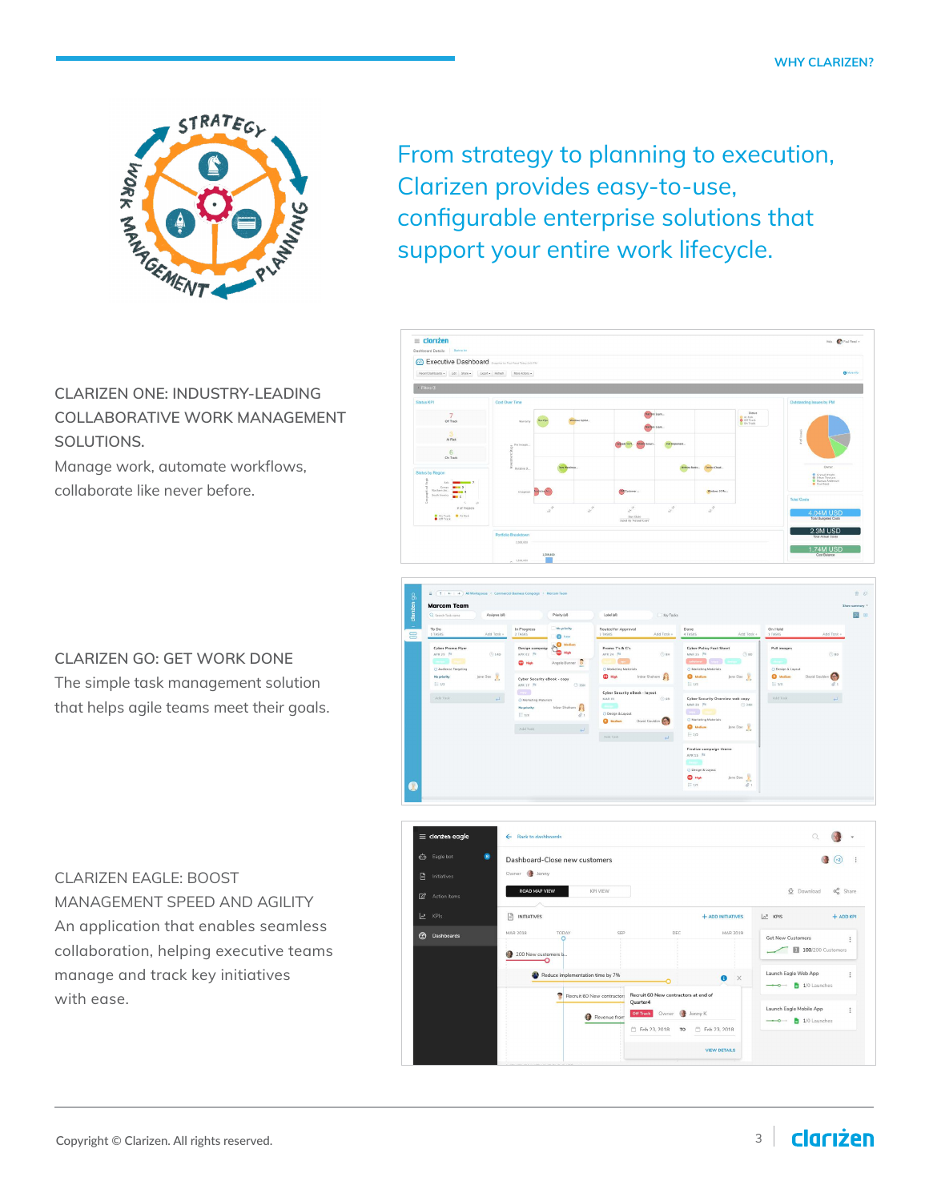From strategy to planning to execution, Clarizen provides easy-to-use, configurable enterprise solutions that support your entire work lifecycle.

CLARIZEN ONE: INDUSTRY-LEADING COLLABORATIVE WORK MANAGEMENT SOLUTIONS.

Manage work, automate workflows, collaborate like never before.

CLARIZEN GO: GET WORK DONE

The simple task management solution that helps agile teams meet their goals.

CLARIZEN EAGLE: BOOST MANAGEMENT SPEED AND AGILITY

An application that enables seamless collaboration, helping executive teams manage and track key initiatives with ease.

Copyright © Clarizen. All rights reserved.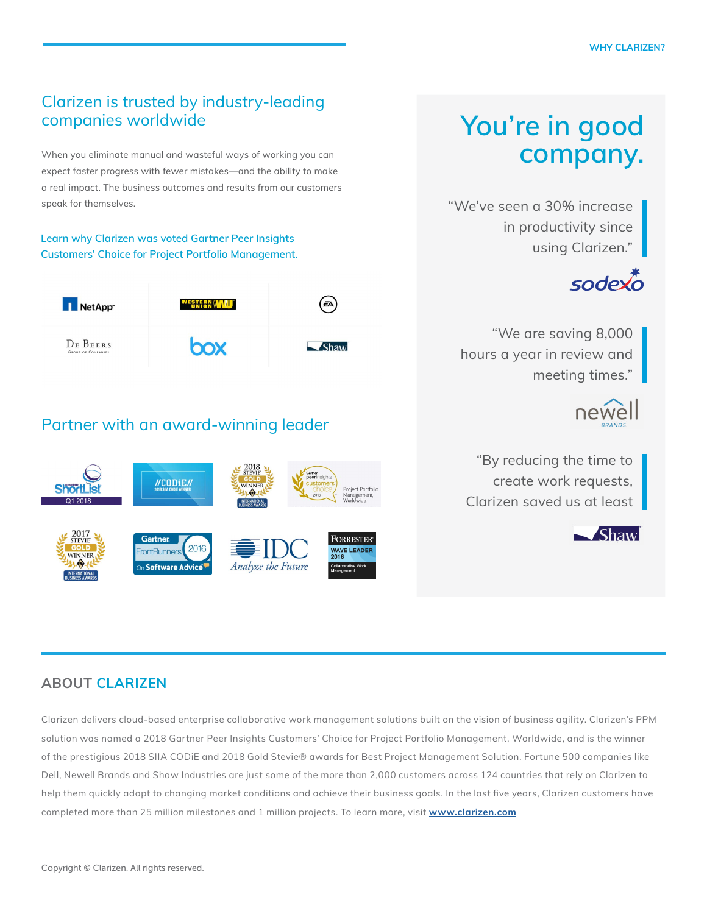## Clarizen is trusted by industry-leading companies worldwide

When you eliminate manual and wasteful ways of working you can expect faster progress with fewer mistakes—and the ability to make a real impact. The business outcomes and results from our customers speak for themselves.

Learn why Clarizen was voted Gartner Peer Insights Customers' Choice for Project Portfolio Management.

## Partner with an award-winning leader

# You're in good company.

"We've seen a 30% increase in productivity since using Clarizen."

sodexo

"We are saving 8,000 hours a year in review and meeting times."

newell BRANDS

"By reducing the time to create work requests, Clarizen saved us at least

Shaw

## ABOUT CLARIZEN

Clarizen delivers cloud-based enterprise collaborative work management solutions built on the vision of business agility. Clarizen's PPM solution was named a 2018 Gartner Peer Insights Customers' Choice for Project Portfolio Management, Worldwide, and is the winner of the prestigious 2018 SIIA CODiE and 2018 Gold Stevie® awards for Best Project Management Solution. Fortune 500 companies like Dell, Newell Brands and Shaw Industries are just some of the more than 2,000 customers across 124 countries that rely on Clarizen to help them quickly adapt to changing market conditions and achieve their business goals. In the last five years, Clarizen customers have completed more than 25 million milestones and 1 million projects. To learn more, visit [www.clarizen.com](http://www.clarizen.com)

Copyright © Clarizen. All rights reserved.